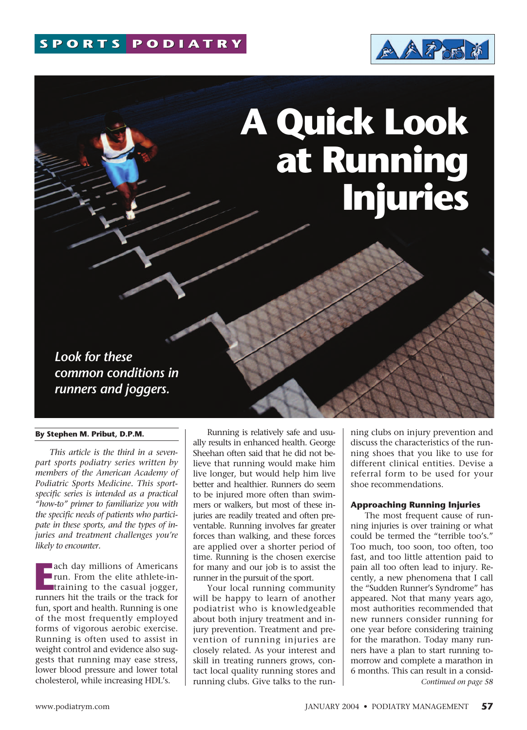SPORTS PODIATRY

# A Quick Look at Running Injuries

*Look for these common conditions in runners and joggers.*

**By Stephen M. Pribut, D.P.M.**

*This article is the third in a seven-part sports podiatry series written by members of the American Academy of Podiatric Sports Medicine. This sport-specific series is intended as a practical "how-to" primer to familiarize you with the specific needs of patients who participate in these sports, and the types of injuries and treatment challenges you're likely to encounter.*

Each day millions of Americans run. From the elite athlete-in-training to the casual jogger, runners hit the trails or the track for fun, sport and health. Running is one of the most frequently employed forms of vigorous aerobic exercise. Running is often used to assist in weight control and evidence also suggests that running may ease stress, lower blood pressure and lower total cholesterol, while increasing HDL's.

Running is relatively safe and usually results in enhanced health. George Sheehan often said that he did not believe that running would make him live longer, but would help him live better and healthier. Runners do seem to be injured more often than swimmers or walkers, but most of these injuries are readily treated and often preventable. Running involves far greater forces than walking, and these forces are applied over a shorter period of time. Running is the chosen exercise for many and our job is to assist the runner in the pursuit of the sport.

Your local running community will be happy to learn of another podiatrist who is knowledgeable about both injury treatment and injury prevention. Treatment and prevention of running injuries are closely related. As your interest and skill in treating runners grows, contact local quality running stores and running clubs. Give talks to the running clubs on injury prevention and discuss the characteristics of the running shoes that you like to use for different clinical entities. Devise a referral form to be used for your shoe recommendations.

### Approaching Running Injuries

The most frequent cause of running injuries is over training or what could be termed the "terrible too's." Too much, too soon, too often, too fast, and too little attention paid to pain all too often lead to injury. Recently, a new phenomena that I call the "Sudden Runner's Syndrome" has appeared. Not that many years ago, most authorities recommended that new runners consider running for one year before considering training for the marathon. Today many runners have a plan to start running tomorrow and complete a marathon in 6 months. This can result in a consid-

*Continued on page 58*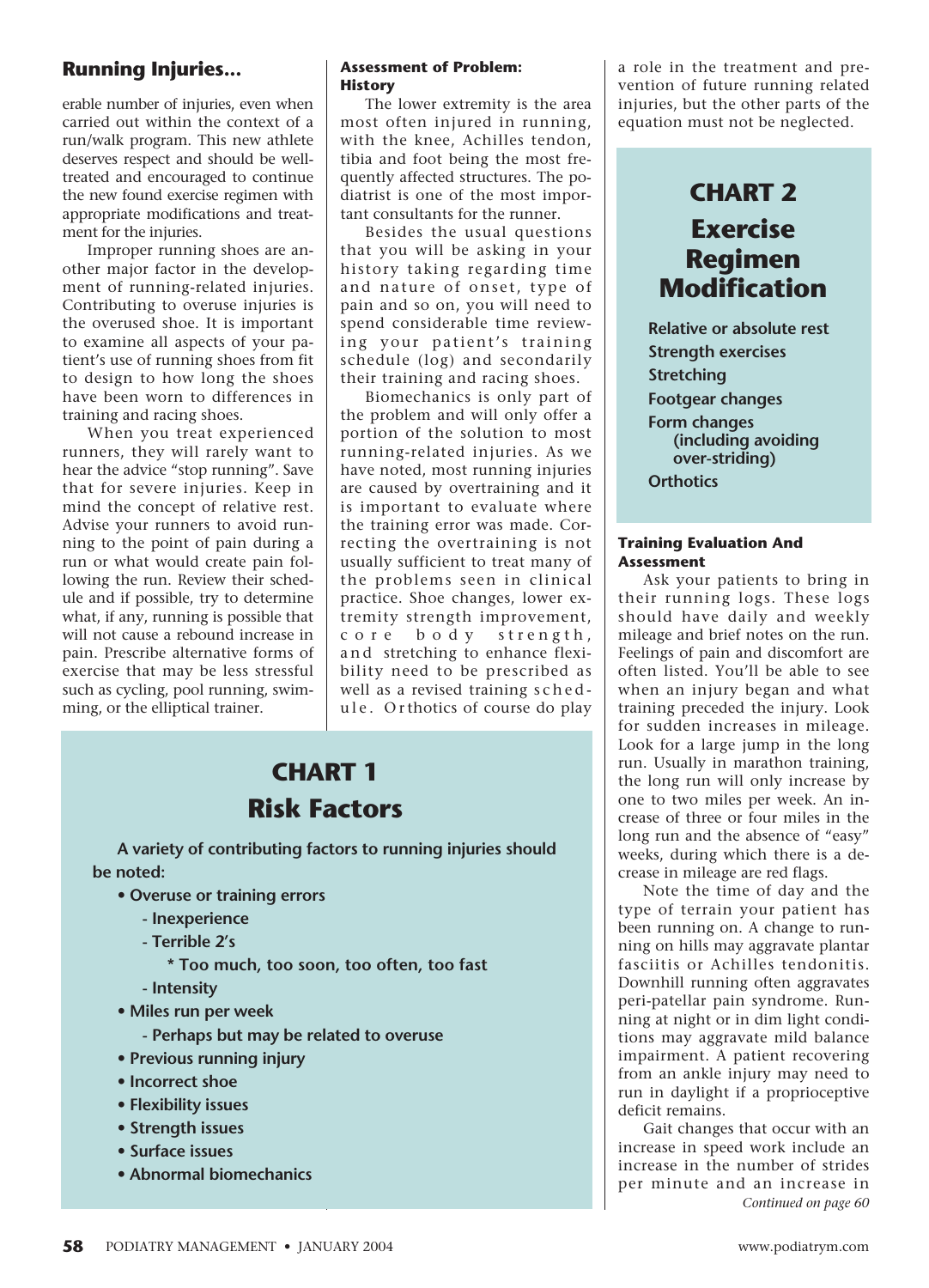## Running Injuries...

erable number of injuries, even when carried out within the context of a run/walk program. This new athlete deserves respect and should be well-treated and encouraged to continue the new found exercise regimen with appropriate modifications and treatment for the injuries.

Improper running shoes are another major factor in the development of running-related injuries. Contributing to overuse injuries is the overused shoe. It is important to examine all aspects of your patient's use of running shoes from fit to design to how long the shoes have been worn to differences in training and racing shoes.

When you treat experienced runners, they will rarely want to hear the advice "stop running". Save that for severe injuries. Keep in mind the concept of relative rest. Advise your runners to avoid running to the point of pain during a run or what would create pain following the run. Review their schedule and if possible, try to determine what, if any, running is possible that will not cause a rebound increase in pain. Prescribe alternative forms of exercise that may be less stressful such as cycling, pool running, swimming, or the elliptical trainer.

### Assessment of Problem: History

The lower extremity is the area most often injured in running, with the knee, Achilles tendon, tibia and foot being the most frequently affected structures. The podiatrist is one of the most important consultants for the runner.

Besides the usual questions that you will be asking in your history taking regarding time and nature of onset, type of pain and so on, you will need to spend considerable time reviewing your patient's training schedule (log) and secondarily their training and racing shoes.

Biomechanics is only part of the problem and will only offer a portion of the solution to most running-related injuries. As we have noted, most running injuries are caused by overtraining and it is important to evaluate where the training error was made. Correcting the overtraining is not usually sufficient to treat many of the problems seen in clinical practice. Shoe changes, lower extremity strength improvement, core body strength, and stretching to enhance flexibility need to be prescribed as well as a revised training schedule. Orthotics of course do play a role in the treatment and prevention of future running related injuries, but the other parts of the equation must not be neglected.

## CHART 1
## Risk Factors

**A variety of contributing factors to running injuries should be noted:**

- **Overuse or training errors**
  - **Inexperience**
  - **Terrible 2's**
    - **Too much, too soon, too often, too fast**
  - **Intensity**
- **Miles run per week**
  - **Perhaps but may be related to overuse**
- **Previous running injury**
- **Incorrect shoe**
- **Flexibility issues**
- **Strength issues**
- **Surface issues**
- **Abnormal biomechanics**

## CHART 2
## Exercise Regimen Modification

**Relative or absolute rest**
**Strength exercises**
**Stretching**
**Footgear changes**
**Form changes (including avoiding over-striding)**
**Orthotics**

### Training Evaluation And Assessment

Ask your patients to bring in their running logs. These logs should have daily and weekly mileage and brief notes on the run. Feelings of pain and discomfort are often listed. You'll be able to see when an injury began and what training preceded the injury. Look for sudden increases in mileage. Look for a large jump in the long run. Usually in marathon training, the long run will only increase by one to two miles per week. An increase of three or four miles in the long run and the absence of "easy" weeks, during which there is a decrease in mileage are red flags.

Note the time of day and the type of terrain your patient has been running on. A change to running on hills may aggravate plantar fasciitis or Achilles tendonitis. Downhill running often aggravates peri-patellar pain syndrome. Running at night or in dim light conditions may aggravate mild balance impairment. A patient recovering from an ankle injury may need to run in daylight if a proprioceptive deficit remains.

Gait changes that occur with an increase in speed work include an increase in the number of strides per minute and an increase in

*Continued on page 60*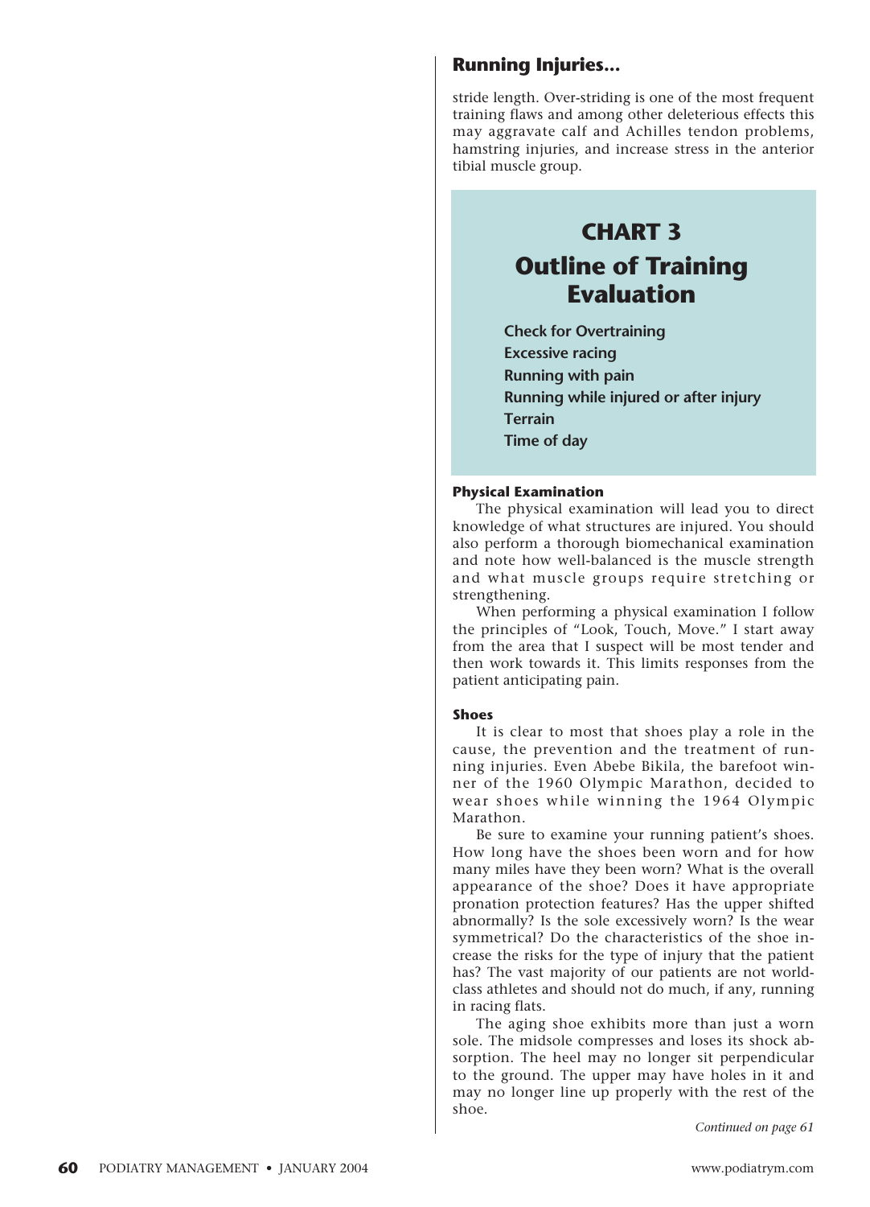stride length. Over-striding is one of the most frequent training flaws and among other deleterious effects this may aggravate calf and Achilles tendon problems, hamstring injuries, and increase stress in the anterior tibial muscle group.

## CHART 3
## Outline of Training Evaluation

**Check for Overtraining**
**Excessive racing**
**Running with pain**
**Running while injured or after injury**
**Terrain**
**Time of day**

#### Physical Examination

The physical examination will lead you to direct knowledge of what structures are injured. You should also perform a thorough biomechanical examination and note how well-balanced is the muscle strength and what muscle groups require stretching or strengthening.

When performing a physical examination I follow the principles of "Look, Touch, Move." I start away from the area that I suspect will be most tender and then work towards it. This limits responses from the patient anticipating pain.

#### Shoes

It is clear to most that shoes play a role in the cause, the prevention and the treatment of running injuries. Even Abebe Bikila, the barefoot winner of the 1960 Olympic Marathon, decided to wear shoes while winning the 1964 Olympic Marathon.

Be sure to examine your running patient's shoes. How long have the shoes been worn and for how many miles have they been worn? What is the overall appearance of the shoe? Does it have appropriate pronation protection features? Has the upper shifted abnormally? Is the sole excessively worn? Is the wear symmetrical? Do the characteristics of the shoe increase the risks for the type of injury that the patient has? The vast majority of our patients are not world-class athletes and should not do much, if any, running in racing flats.

The aging shoe exhibits more than just a worn sole. The midsole compresses and loses its shock absorption. The heel may no longer sit perpendicular to the ground. The upper may have holes in it and may no longer line up properly with the rest of the shoe.

*Continued on page 61*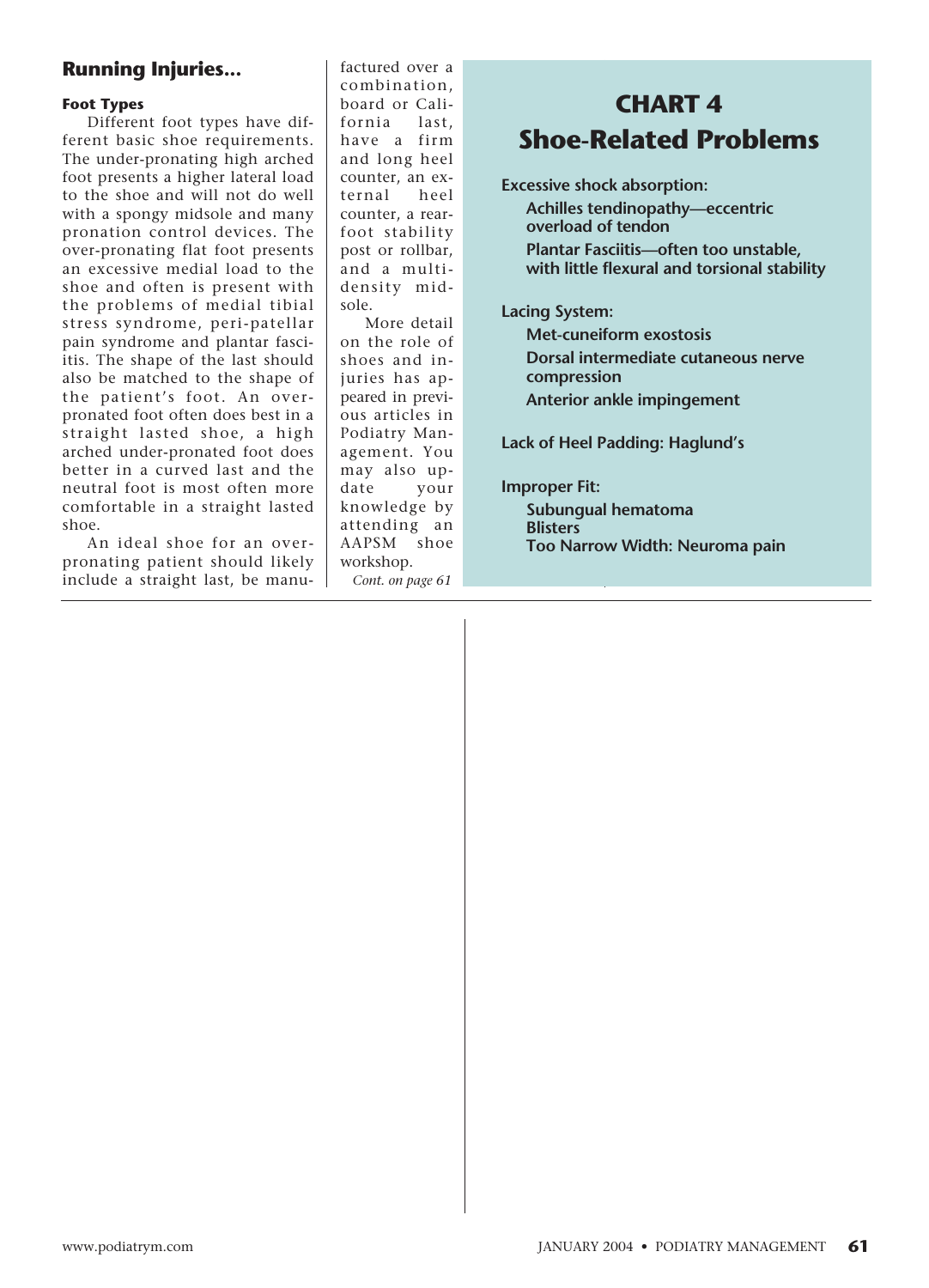## Running Injuries...

### Foot Types

Different foot types have different basic shoe requirements. The under-pronating high arched foot presents a higher lateral load to the shoe and will not do well with a spongy midsole and many pronation control devices. The over-pronating flat foot presents an excessive medial load to the shoe and often is present with the problems of medial tibial stress syndrome, peri-patellar pain syndrome and plantar fasciitis. The shape of the last should also be matched to the shape of the patient's foot. An over-pronated foot often does best in a straight lasted shoe, a high arched under-pronated foot does better in a curved last and the neutral foot is most often more comfortable in a straight lasted shoe.

An ideal shoe for an over-pronating patient should likely include a straight last, be manufactured over a combination, board or California last, have a firm and long heel counter, an external heel counter, a rearfoot stability post or rollbar, and a multi-density midsole.

More detail on the role of shoes and injuries has appeared in previous articles in Podiatry Management. You may also update your knowledge by attending an AAPSM shoe workshop.

*Cont. on page 61*

## CHART 4
## Shoe-Related Problems

**Excessive shock absorption:**

- **Achilles tendinopathy—eccentric overload of tendon**
- **Plantar Fasciitis—often too unstable, with little flexural and torsional stability**

**Lacing System:**

- **Met-cuneiform exostosis**
- **Dorsal intermediate cutaneous nerve compression**
- **Anterior ankle impingement**

**Lack of Heel Padding: Haglund's**

**Improper Fit:**

- **Subungual hematoma**
- **Blisters**
- **Too Narrow Width: Neuroma pain**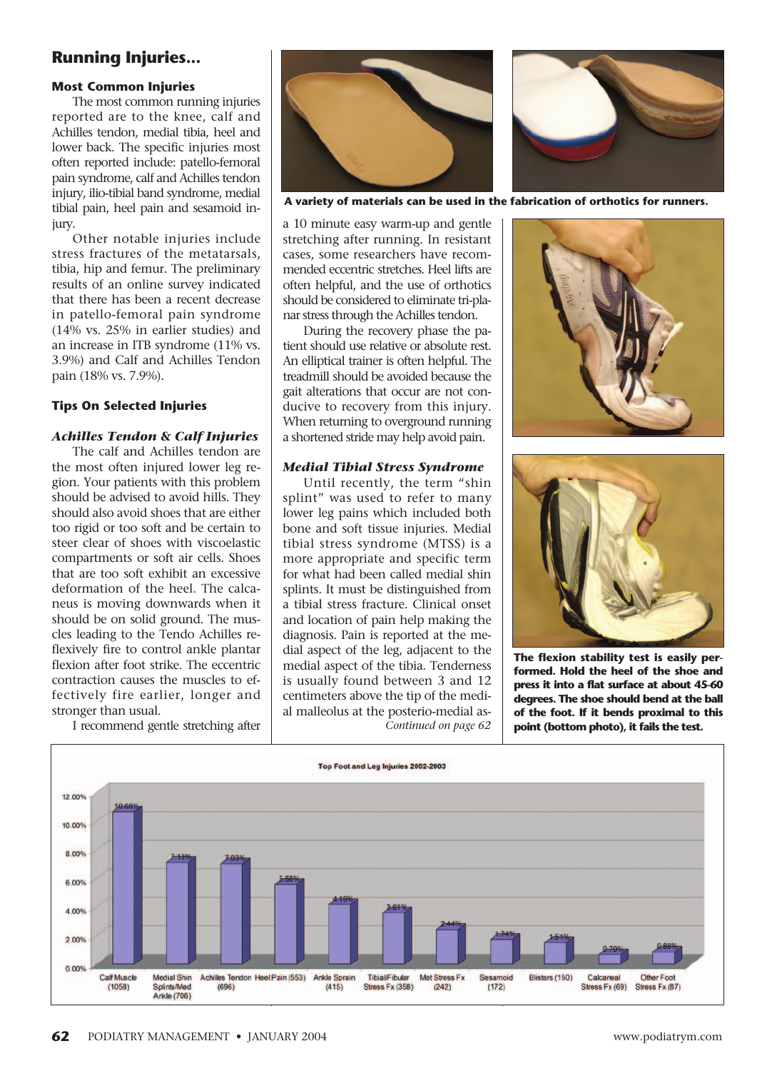## Running Injuries...

### Most Common Injuries

The most common running injuries reported are to the knee, calf and Achilles tendon, medial tibia, heel and lower back. The specific injuries most often reported include: patello-femoral pain syndrome, calf and Achilles tendon injury, ilio-tibial band syndrome, medial tibial pain, heel pain and sesamoid injury.

Other notable injuries include stress fractures of the metatarsals, tibia, hip and femur. The preliminary results of an online survey indicated that there has been a recent decrease in patello-femoral pain syndrome (14% vs. 25% in earlier studies) and an increase in ITB syndrome (11% vs. 3.9%) and Calf and Achilles Tendon pain (18% vs. 7.9%).

### Tips On Selected Injuries

#### *Achilles Tendon & Calf Injuries*

The calf and Achilles tendon are the most often injured lower leg region. Your patients with this problem should be advised to avoid hills. They should also avoid shoes that are either too rigid or too soft and be certain to steer clear of shoes with viscoelastic compartments or soft air cells. Shoes that are too soft exhibit an excessive deformation of the heel. The calcaneus is moving downwards when it should be on solid ground. The muscles leading to the Tendo Achilles reflexively fire to control ankle plantar flexion after foot strike. The eccentric contraction causes the muscles to effectively fire earlier, longer and stronger than usual.

I recommend gentle stretching after a 10 minute easy warm-up and gentle stretching after running. In resistant cases, some researchers have recommended eccentric stretches. Heel lifts are often helpful, and the use of orthotics should be considered to eliminate tri-planar stress through the Achilles tendon.

During the recovery phase the patient should use relative or absolute rest. An elliptical trainer is often helpful. The treadmill should be avoided because the gait alterations that occur are not conducive to recovery from this injury. When returning to overground running a shortened stride may help avoid pain.

#### *Medial Tibial Stress Syndrome*

Until recently, the term "shin splint" was used to refer to many lower leg pains which included both bone and soft tissue injuries. Medial tibial stress syndrome (MTSS) is a more appropriate and specific term for what had been called medial shin splints. It must be distinguished from a tibial stress fracture. Clinical onset and location of pain help making the diagnosis. Pain is reported at the medial aspect of the leg, adjacent to the medial aspect of the tibia. Tenderness is usually found between 3 and 12 centimeters above the tip of the medial malleolus at the posterio-medial as-

*Continued on page 62*

**A variety of materials can be used in the fabrication of orthotics for runners.**

**The flexion stability test is easily performed. Hold the heel of the shoe and press it into a flat surface at about 45-60 degrees. The shoe should bend at the ball of the foot. If it bends proximal to this point (bottom photo), it fails the test.**

**Top Foot and Leg Injuries 2002-2003**

| Injury | Percentage |
|---|---|
| Calf Muscle (1058) | 10.68% |
| Medial Shin Splints/Med Ankle (706) | 7.13% |
| Achilles Tendon (696) | 7.03% |
| Heel Pain (553) | 5.58% |
| Ankle Sprain (415) | 4.19% |
| Tibial/Fibular Stress Fx (358) | 3.61% |
| Met Stress Fx (242) | 2.44% |
| Sesamoid (172) | 1.74% |
| Blisters (150) | 1.51% |
| Calcaneal Stress Fx (69) | 0.70% |
| Other Foot Stress Fx (87) | 0.86% |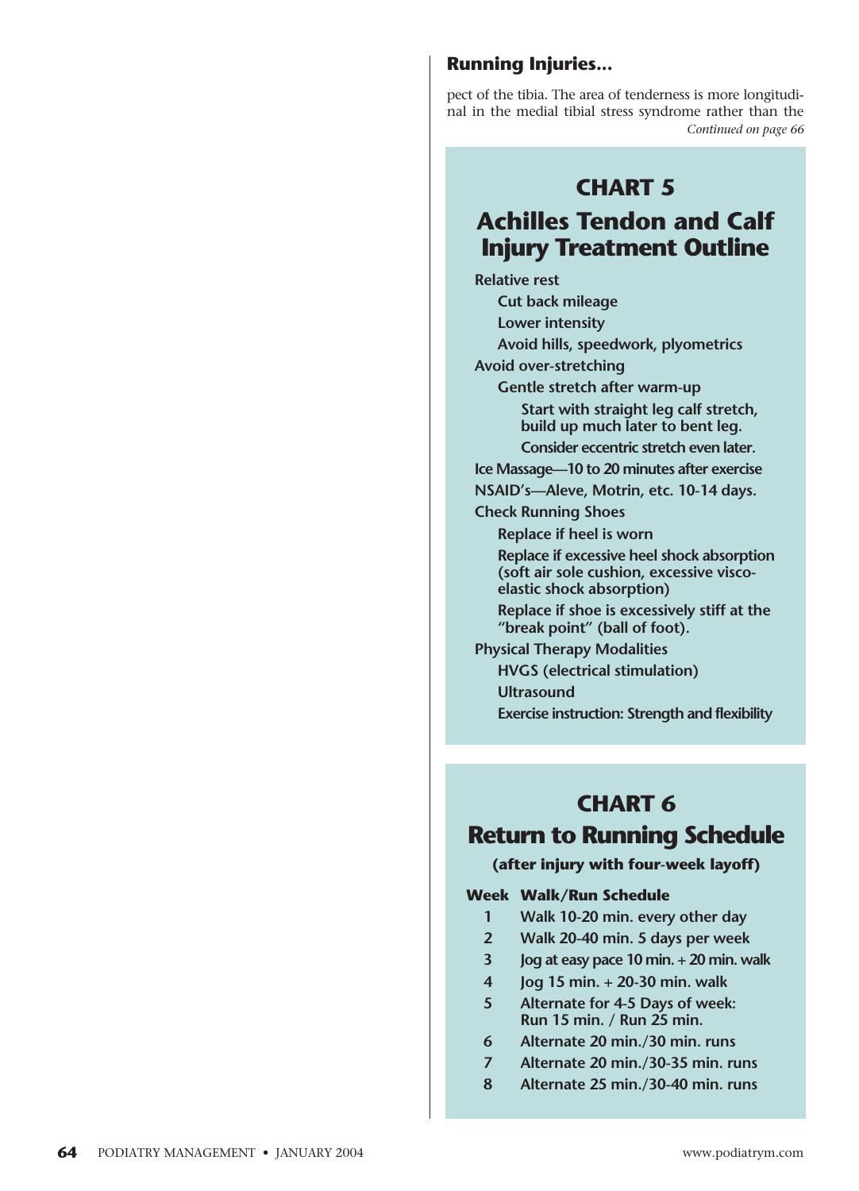pect of the tibia. The area of tenderness is more longitudinal in the medial tibial stress syndrome rather than the

*Continued on page 66*

## CHART 5

## Achilles Tendon and Calf Injury Treatment Outline

- **Relative rest**
  - **Cut back mileage**
  - **Lower intensity**
  - **Avoid hills, speedwork, plyometrics**
- **Avoid over-stretching**
  - **Gentle stretch after warm-up**
    - **Start with straight leg calf stretch, build up much later to bent leg.**
    - **Consider eccentric stretch even later.**
- **Ice Massage—10 to 20 minutes after exercise**
- **NSAID's—Aleve, Motrin, etc. 10-14 days.**
- **Check Running Shoes**
  - **Replace if heel is worn**
  - **Replace if excessive heel shock absorption (soft air sole cushion, excessive visco-elastic shock absorption)**
  - **Replace if shoe is excessively stiff at the "break point" (ball of foot).**
- **Physical Therapy Modalities**
  - **HVGS (electrical stimulation)**
  - **Ultrasound**
  - **Exercise instruction: Strength and flexibility**

## CHART 6

## Return to Running Schedule

**(after injury with four-week layoff)**

| Week | Walk/Run Schedule |
|---|---|
| 1 | Walk 10-20 min. every other day |
| 2 | Walk 20-40 min. 5 days per week |
| 3 | Jog at easy pace 10 min. + 20 min. walk |
| 4 | Jog 15 min. + 20-30 min. walk |
| 5 | Alternate for 4-5 Days of week: Run 15 min. / Run 25 min. |
| 6 | Alternate 20 min./30 min. runs |
| 7 | Alternate 20 min./30-35 min. runs |
| 8 | Alternate 25 min./30-40 min. runs |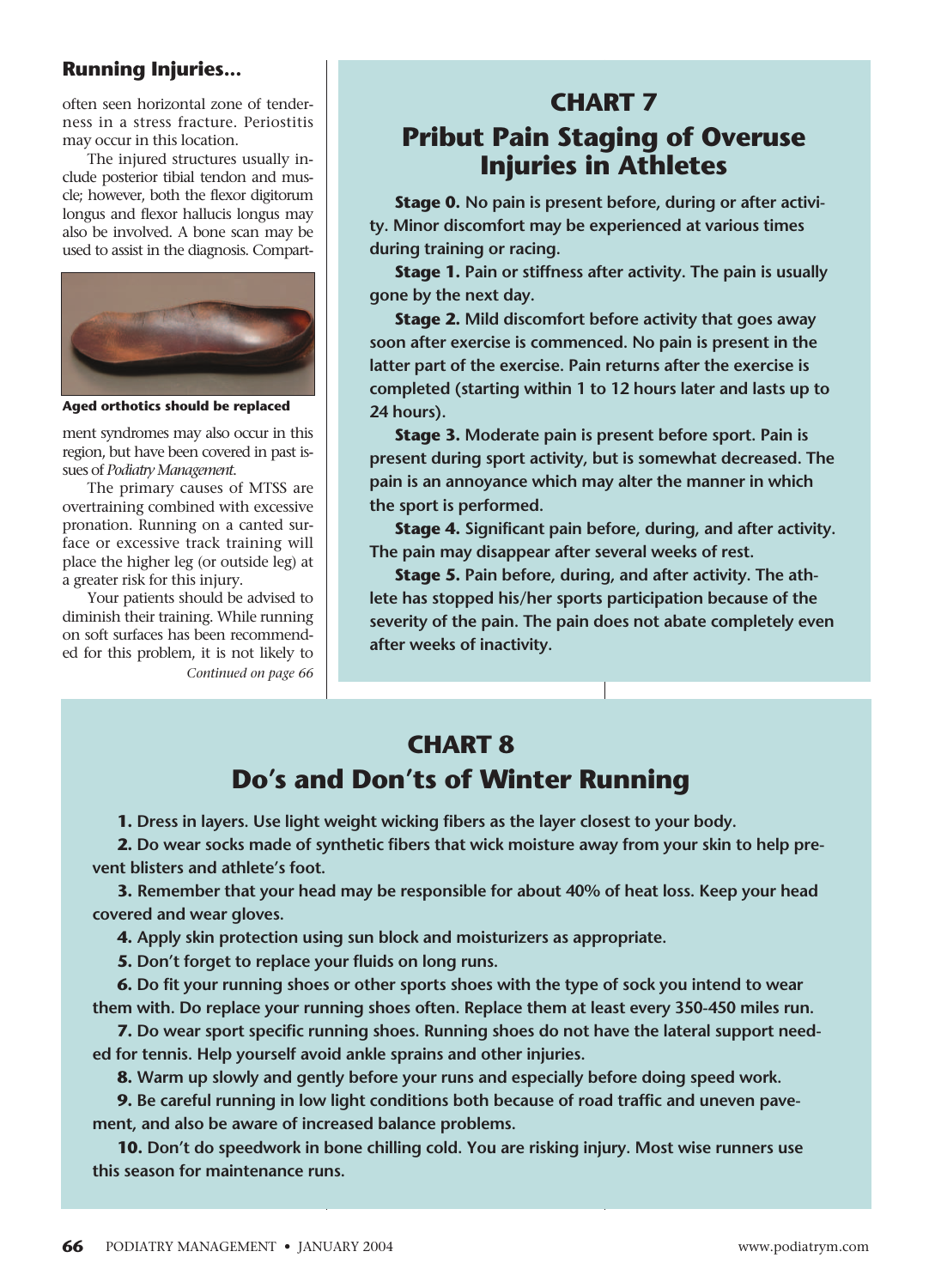## Running Injuries...

often seen horizontal zone of tenderness in a stress fracture. Periostitis may occur in this location.

The injured structures usually include posterior tibial tendon and muscle; however, both the flexor digitorum longus and flexor hallucis longus may also be involved. A bone scan may be used to assist in the diagnosis. Compartment syndromes may also occur in this region, but have been covered in past issues of *Podiatry Management*.

**Aged orthotics should be replaced**

The primary causes of MTSS are overtraining combined with excessive pronation. Running on a canted surface or excessive track training will place the higher leg (or outside leg) at a greater risk for this injury.

Your patients should be advised to diminish their training. While running on soft surfaces has been recommended for this problem, it is not likely to

*Continued on page 66*

## CHART 7
## Pribut Pain Staging of Overuse Injuries in Athletes

**Stage 0.** No pain is present before, during or after activity. Minor discomfort may be experienced at various times during training or racing.

**Stage 1.** Pain or stiffness after activity. The pain is usually gone by the next day.

**Stage 2.** Mild discomfort before activity that goes away soon after exercise is commenced. No pain is present in the latter part of the exercise. Pain returns after the exercise is completed (starting within 1 to 12 hours later and lasts up to 24 hours).

**Stage 3.** Moderate pain is present before sport. Pain is present during sport activity, but is somewhat decreased. The pain is an annoyance which may alter the manner in which the sport is performed.

**Stage 4.** Significant pain before, during, and after activity. The pain may disappear after several weeks of rest.

**Stage 5.** Pain before, during, and after activity. The athlete has stopped his/her sports participation because of the severity of the pain. The pain does not abate completely even after weeks of inactivity.

## CHART 8
## Do's and Don'ts of Winter Running

**1.** Dress in layers. Use light weight wicking fibers as the layer closest to your body.

**2.** Do wear socks made of synthetic fibers that wick moisture away from your skin to help prevent blisters and athlete's foot.

**3.** Remember that your head may be responsible for about 40% of heat loss. Keep your head covered and wear gloves.

**4.** Apply skin protection using sun block and moisturizers as appropriate.

**5.** Don't forget to replace your fluids on long runs.

**6.** Do fit your running shoes or other sports shoes with the type of sock you intend to wear them with. Do replace your running shoes often. Replace them at least every 350-450 miles run.

**7.** Do wear sport specific running shoes. Running shoes do not have the lateral support needed for tennis. Help yourself avoid ankle sprains and other injuries.

**8.** Warm up slowly and gently before your runs and especially before doing speed work.

**9.** Be careful running in low light conditions both because of road traffic and uneven pavement, and also be aware of increased balance problems.

**10.** Don't do speedwork in bone chilling cold. You are risking injury. Most wise runners use this season for maintenance runs.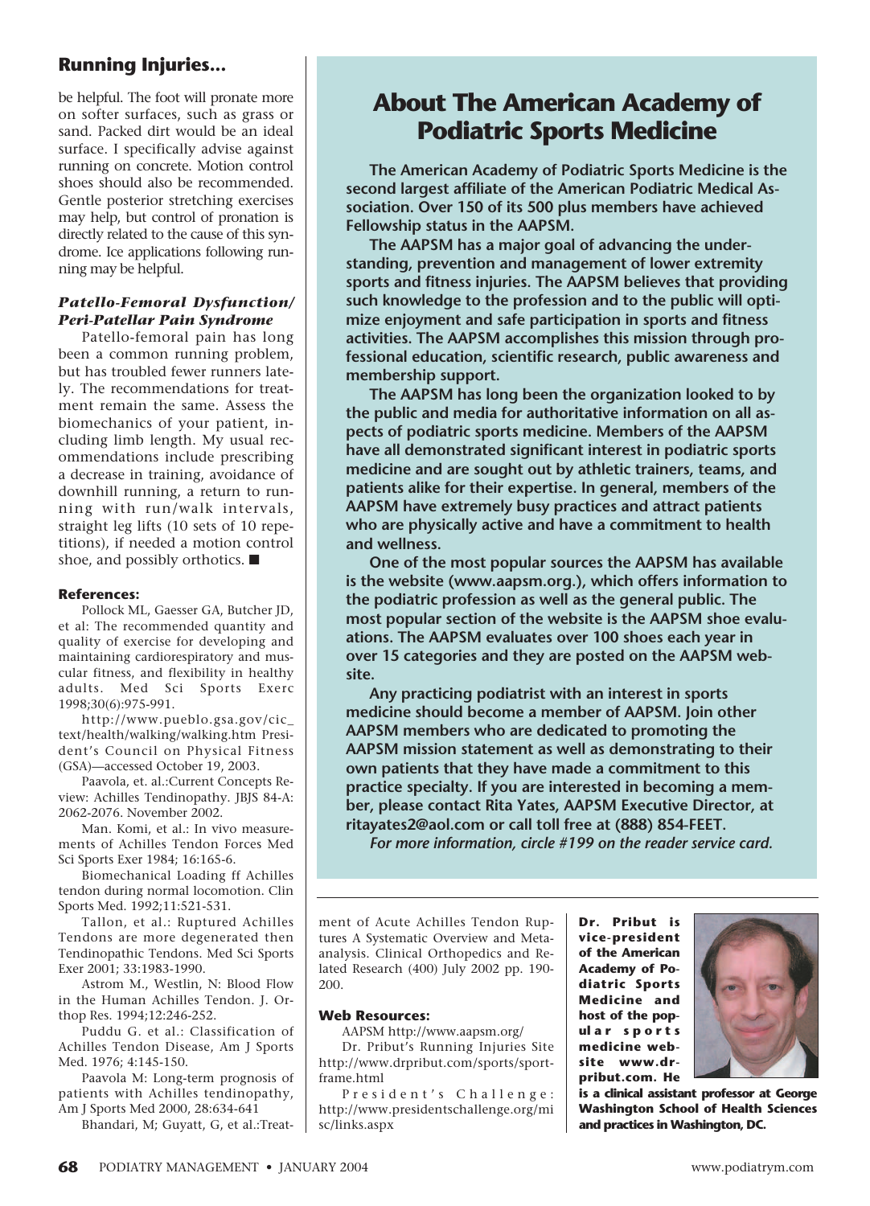be helpful. The foot will pronate more on softer surfaces, such as grass or sand. Packed dirt would be an ideal surface. I specifically advise against running on concrete. Motion control shoes should also be recommended. Gentle posterior stretching exercises may help, but control of pronation is directly related to the cause of this syndrome. Ice applications following running may be helpful.

### *Patello-Femoral Dysfunction/ Peri-Patellar Pain Syndrome*

Patello-femoral pain has long been a common running problem, but has troubled fewer runners lately. The recommendations for treatment remain the same. Assess the biomechanics of your patient, including limb length. My usual recommendations include prescribing a decrease in training, avoidance of downhill running, a return to running with run/walk intervals, straight leg lifts (10 sets of 10 repetitions), if needed a motion control shoe, and possibly orthotics. ■

### References:

Pollock ML, Gaesser GA, Butcher JD, et al: The recommended quantity and quality of exercise for developing and maintaining cardiorespiratory and muscular fitness, and flexibility in healthy adults. Med Sci Sports Exerc 1998;30(6):975-991.

http://www.pueblo.gsa.gov/cic_text/health/walking/walking.htm President's Council on Physical Fitness (GSA)—accessed October 19, 2003.

Paavola, et. al.:Current Concepts Review: Achilles Tendinopathy. JBJS 84-A: 2062-2076. November 2002.

Man. Komi, et al.: In vivo measurements of Achilles Tendon Forces Med Sci Sports Exer 1984; 16:165-6.

Biomechanical Loading ff Achilles tendon during normal locomotion. Clin Sports Med. 1992;11:521-531.

Tallon, et al.: Ruptured Achilles Tendons are more degenerated then Tendinopathic Tendons. Med Sci Sports Exer 2001; 33:1983-1990.

Astrom M., Westlin, N: Blood Flow in the Human Achilles Tendon. J. Orthop Res. 1994;12:246-252.

Puddu G. et al.: Classification of Achilles Tendon Disease, Am J Sports Med. 1976; 4:145-150.

Paavola M: Long-term prognosis of patients with Achilles tendinopathy, Am J Sports Med 2000, 28:634-641

Bhandari, M; Guyatt, G, et al.:Treatment of Acute Achilles Tendon Ruptures A Systematic Overview and Metaanalysis. Clinical Orthopedics and Related Research (400) July 2002 pp. 190-200.

### Web Resources:

AAPSM http://www.aapsm.org/

Dr. Pribut's Running Injuries Site http://www.drpribut.com/sports/sportframe.html

President's Challenge: http://www.presidentschallenge.org/misc/links.aspx

## About The American Academy of Podiatric Sports Medicine

**The American Academy of Podiatric Sports Medicine is the second largest affiliate of the American Podiatric Medical Association. Over 150 of its 500 plus members have achieved Fellowship status in the AAPSM.**

**The AAPSM has a major goal of advancing the understanding, prevention and management of lower extremity sports and fitness injuries. The AAPSM believes that providing such knowledge to the profession and to the public will optimize enjoyment and safe participation in sports and fitness activities. The AAPSM accomplishes this mission through professional education, scientific research, public awareness and membership support.**

**The AAPSM has long been the organization looked to by the public and media for authoritative information on all aspects of podiatric sports medicine. Members of the AAPSM have all demonstrated significant interest in podiatric sports medicine and are sought out by athletic trainers, teams, and patients alike for their expertise. In general, members of the AAPSM have extremely busy practices and attract patients who are physically active and have a commitment to health and wellness.**

**One of the most popular sources the AAPSM has available is the website (www.aapsm.org.), which offers information to the podiatric profession as well as the general public. The most popular section of the website is the AAPSM shoe evaluations. The AAPSM evaluates over 100 shoes each year in over 15 categories and they are posted on the AAPSM website.**

**Any practicing podiatrist with an interest in sports medicine should become a member of AAPSM. Join other AAPSM members who are dedicated to promoting the AAPSM mission statement as well as demonstrating to their own patients that they have made a commitment to this practice specialty. If you are interested in becoming a member, please contact Rita Yates, AAPSM Executive Director, at ritayates2@aol.com or call toll free at (888) 854-FEET.**

***For more information, circle #199 on the reader service card.***

**Dr. Pribut is vice-president of the American Academy of Podiatric Sports Medicine and host of the popular sports medicine website www.drpribut.com. He is a clinical assistant professor at George Washington School of Health Sciences and practices in Washington, DC.**